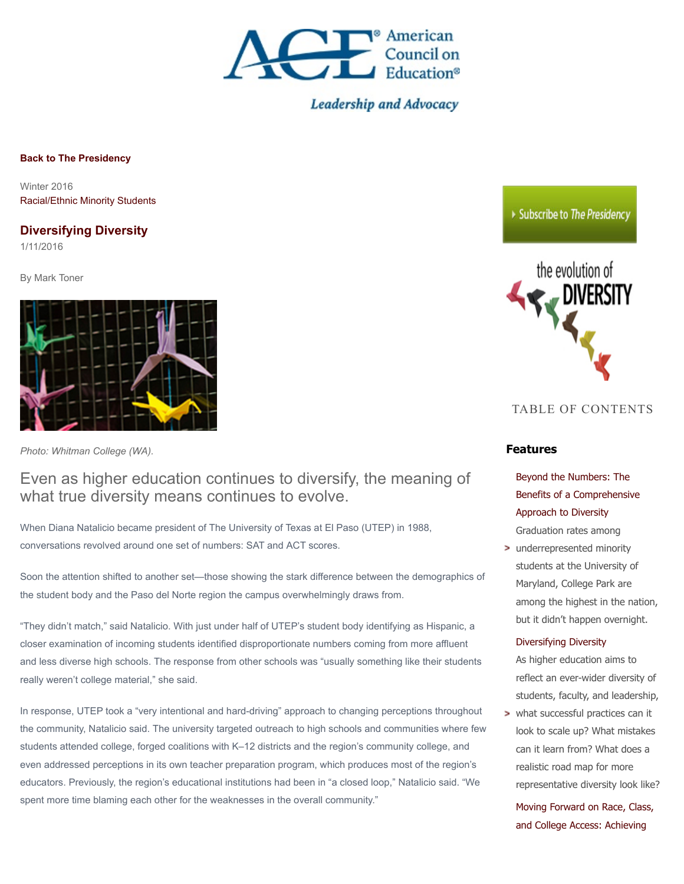Back to The Presidency

Winter 2016
Racial/Ethnic Minority Students

# Diversifying Diversity

1/11/2016

By Mark Toner

*Photo: Whitman College (WA).*

## Even as higher education continues to diversify, the meaning of what true diversity means continues to evolve.

When Diana Natalicio became president of The University of Texas at El Paso (UTEP) in 1988, conversations revolved around one set of numbers: SAT and ACT scores.

Soon the attention shifted to another set—those showing the stark difference between the demographics of the student body and the Paso del Norte region the campus overwhelmingly draws from.

"They didn't match," said Natalicio. With just under half of UTEP's student body identifying as Hispanic, a closer examination of incoming students identified disproportionate numbers coming from more affluent and less diverse high schools. The response from other schools was "usually something like their students really weren't college material," she said.

In response, UTEP took a "very intentional and hard-driving" approach to changing perceptions throughout the community, Natalicio said. The university targeted outreach to high schools and communities where few students attended college, forged coalitions with K–12 districts and the region's community college, and even addressed perceptions in its own teacher preparation program, which produces most of the region's educators. Previously, the region's educational institutions had been in "a closed loop," Natalicio said. "We spent more time blaming each other for the weaknesses in the overall community."

Subscribe to *The Presidency*

the evolution of DIVERSITY

TABLE OF CONTENTS

### Features

- Beyond the Numbers: The Benefits of a Comprehensive Approach to Diversity
  Graduation rates among underrepresented minority students at the University of Maryland, College Park are among the highest in the nation, but it didn't happen overnight.
- Diversifying Diversity
  As higher education aims to reflect an ever-wider diversity of students, faculty, and leadership, what successful practices can it look to scale up? What mistakes can it learn from? What does a realistic road map for more representative diversity look like?
- Moving Forward on Race, Class, and College Access: Achieving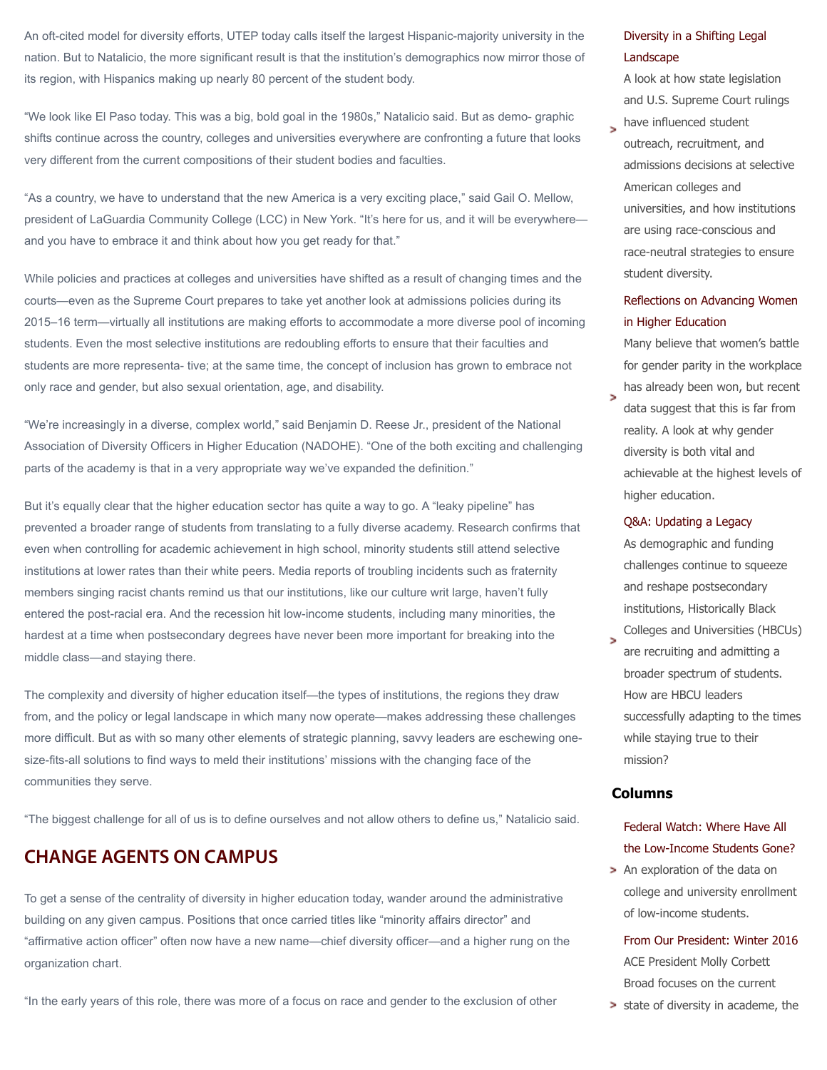An oft-cited model for diversity efforts, UTEP today calls itself the largest Hispanic-majority university in the nation. But to Natalicio, the more significant result is that the institution's demographics now mirror those of its region, with Hispanics making up nearly 80 percent of the student body.

"We look like El Paso today. This was a big, bold goal in the 1980s," Natalicio said. But as demo- graphic shifts continue across the country, colleges and universities everywhere are confronting a future that looks very different from the current compositions of their student bodies and faculties.

"As a country, we have to understand that the new America is a very exciting place," said Gail O. Mellow, president of LaGuardia Community College (LCC) in New York. "It's here for us, and it will be everywhere—and you have to embrace it and think about how you get ready for that."

While policies and practices at colleges and universities have shifted as a result of changing times and the courts—even as the Supreme Court prepares to take yet another look at admissions policies during its 2015–16 term—virtually all institutions are making efforts to accommodate a more diverse pool of incoming students. Even the most selective institutions are redoubling efforts to ensure that their faculties and students are more representa- tive; at the same time, the concept of inclusion has grown to embrace not only race and gender, but also sexual orientation, age, and disability.

"We're increasingly in a diverse, complex world," said Benjamin D. Reese Jr., president of the National Association of Diversity Officers in Higher Education (NADOHE). "One of the both exciting and challenging parts of the academy is that in a very appropriate way we've expanded the definition."

But it's equally clear that the higher education sector has quite a way to go. A "leaky pipeline" has prevented a broader range of students from translating to a fully diverse academy. Research confirms that even when controlling for academic achievement in high school, minority students still attend selective institutions at lower rates than their white peers. Media reports of troubling incidents such as fraternity members singing racist chants remind us that our institutions, like our culture writ large, haven't fully entered the post-racial era. And the recession hit low-income students, including many minorities, the hardest at a time when postsecondary degrees have never been more important for breaking into the middle class—and staying there.

The complexity and diversity of higher education itself—the types of institutions, the regions they draw from, and the policy or legal landscape in which many now operate—makes addressing these challenges more difficult. But as with so many other elements of strategic planning, savvy leaders are eschewing one-size-fits-all solutions to find ways to meld their institutions' missions with the changing face of the communities they serve.

"The biggest challenge for all of us is to define ourselves and not allow others to define us," Natalicio said.

## CHANGE AGENTS ON CAMPUS

To get a sense of the centrality of diversity in higher education today, wander around the administrative building on any given campus. Positions that once carried titles like "minority affairs director" and "affirmative action officer" often now have a new name—chief diversity officer—and a higher rung on the organization chart.

"In the early years of this role, there was more of a focus on race and gender to the exclusion of other

- **Diversity in a Shifting Legal Landscape**
  A look at how state legislation and U.S. Supreme Court rulings have influenced student outreach, recruitment, and admissions decisions at selective American colleges and universities, and how institutions are using race-conscious and race-neutral strategies to ensure student diversity.
- **Reflections on Advancing Women in Higher Education**
  Many believe that women's battle for gender parity in the workplace has already been won, but recent data suggest that this is far from reality. A look at why gender diversity is both vital and achievable at the highest levels of higher education.
- **Q&A: Updating a Legacy**
  As demographic and funding challenges continue to squeeze and reshape postsecondary institutions, Historically Black Colleges and Universities (HBCUs) are recruiting and admitting a broader spectrum of students. How are HBCU leaders successfully adapting to the times while staying true to their mission?

### Columns

- **Federal Watch: Where Have All the Low-Income Students Gone?**
  An exploration of the data on college and university enrollment of low-income students.
- **From Our President: Winter 2016**
  ACE President Molly Corbett Broad focuses on the current state of diversity in academe, the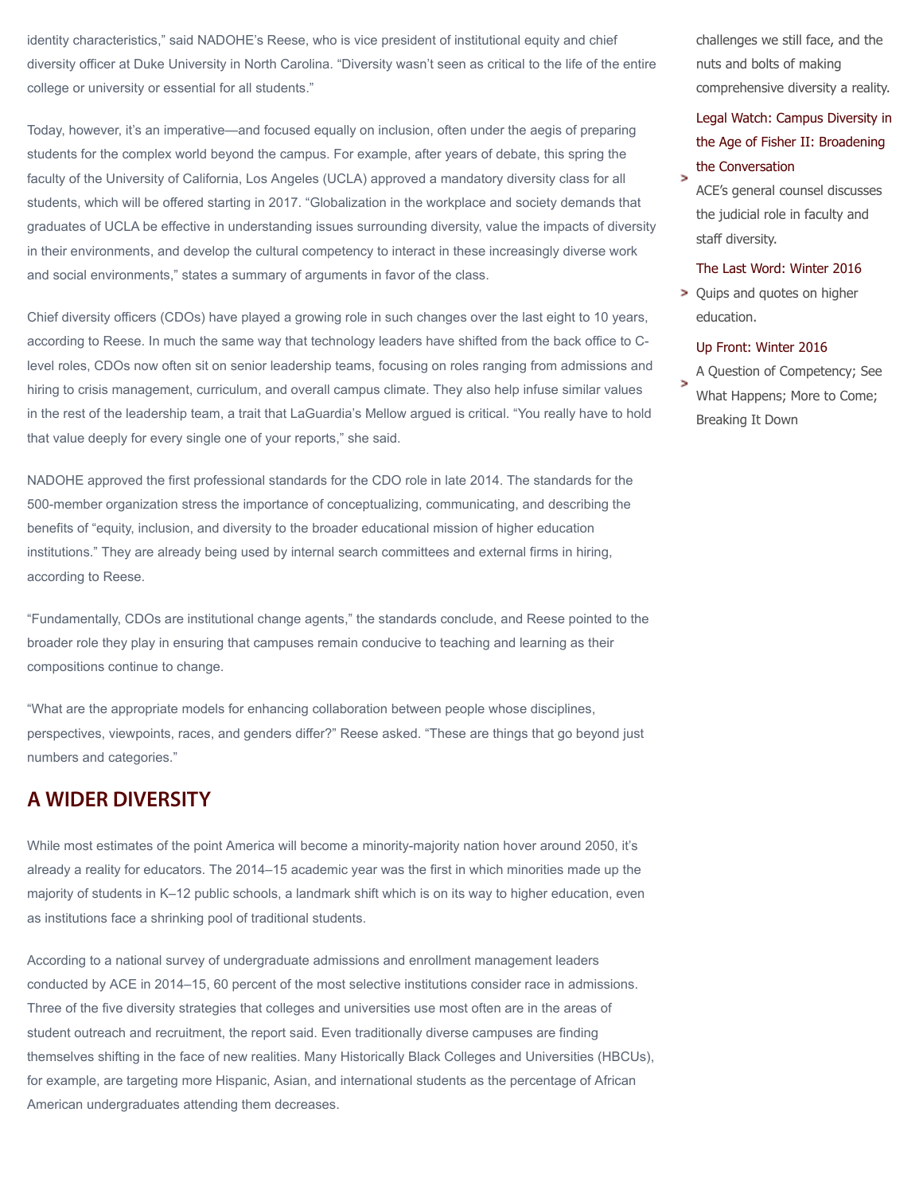identity characteristics," said NADOHE's Reese, who is vice president of institutional equity and chief diversity officer at Duke University in North Carolina. "Diversity wasn't seen as critical to the life of the entire college or university or essential for all students."

Today, however, it's an imperative—and focused equally on inclusion, often under the aegis of preparing students for the complex world beyond the campus. For example, after years of debate, this spring the faculty of the University of California, Los Angeles (UCLA) approved a mandatory diversity class for all students, which will be offered starting in 2017. "Globalization in the workplace and society demands that graduates of UCLA be effective in understanding issues surrounding diversity, value the impacts of diversity in their environments, and develop the cultural competency to interact in these increasingly diverse work and social environments," states a summary of arguments in favor of the class.

Chief diversity officers (CDOs) have played a growing role in such changes over the last eight to 10 years, according to Reese. In much the same way that technology leaders have shifted from the back office to C-level roles, CDOs now often sit on senior leadership teams, focusing on roles ranging from admissions and hiring to crisis management, curriculum, and overall campus climate. They also help infuse similar values in the rest of the leadership team, a trait that LaGuardia's Mellow argued is critical. "You really have to hold that value deeply for every single one of your reports," she said.

NADOHE approved the first professional standards for the CDO role in late 2014. The standards for the 500-member organization stress the importance of conceptualizing, communicating, and describing the benefits of "equity, inclusion, and diversity to the broader educational mission of higher education institutions." They are already being used by internal search committees and external firms in hiring, according to Reese.

"Fundamentally, CDOs are institutional change agents," the standards conclude, and Reese pointed to the broader role they play in ensuring that campuses remain conducive to teaching and learning as their compositions continue to change.

"What are the appropriate models for enhancing collaboration between people whose disciplines, perspectives, viewpoints, races, and genders differ?" Reese asked. "These are things that go beyond just numbers and categories."

## A WIDER DIVERSITY

While most estimates of the point America will become a minority-majority nation hover around 2050, it's already a reality for educators. The 2014–15 academic year was the first in which minorities made up the majority of students in K–12 public schools, a landmark shift which is on its way to higher education, even as institutions face a shrinking pool of traditional students.

According to a national survey of undergraduate admissions and enrollment management leaders conducted by ACE in 2014–15, 60 percent of the most selective institutions consider race in admissions. Three of the five diversity strategies that colleges and universities use most often are in the areas of student outreach and recruitment, the report said. Even traditionally diverse campuses are finding themselves shifting in the face of new realities. Many Historically Black Colleges and Universities (HBCUs), for example, are targeting more Hispanic, Asian, and international students as the percentage of African American undergraduates attending them decreases.

challenges we still face, and the nuts and bolts of making comprehensive diversity a reality.

Legal Watch: Campus Diversity in the Age of Fisher II: Broadening the Conversation

> ACE's general counsel discusses the judicial role in faculty and staff diversity.

The Last Word: Winter 2016

> Quips and quotes on higher education.

Up Front: Winter 2016

> A Question of Competency; See What Happens; More to Come; Breaking It Down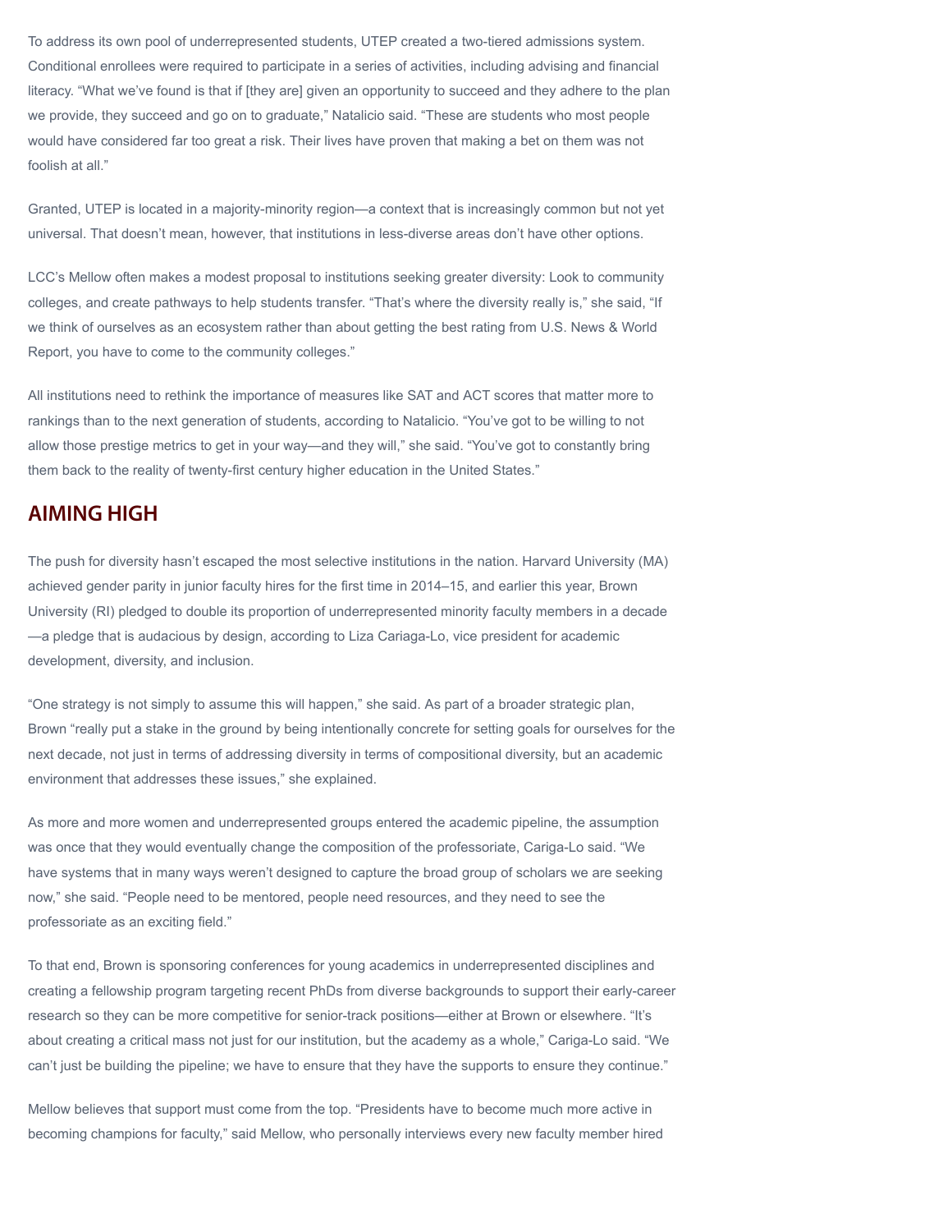To address its own pool of underrepresented students, UTEP created a two-tiered admissions system. Conditional enrollees were required to participate in a series of activities, including advising and financial literacy. “What we’ve found is that if [they are] given an opportunity to succeed and they adhere to the plan we provide, they succeed and go on to graduate,” Natalicio said. “These are students who most people would have considered far too great a risk. Their lives have proven that making a bet on them was not foolish at all.”

Granted, UTEP is located in a majority-minority region—a context that is increasingly common but not yet universal. That doesn’t mean, however, that institutions in less-diverse areas don’t have other options.

LCC’s Mellow often makes a modest proposal to institutions seeking greater diversity: Look to community colleges, and create pathways to help students transfer. “That’s where the diversity really is,” she said, “If we think of ourselves as an ecosystem rather than about getting the best rating from U.S. News & World Report, you have to come to the community colleges.”

All institutions need to rethink the importance of measures like SAT and ACT scores that matter more to rankings than to the next generation of students, according to Natalicio. “You’ve got to be willing to not allow those prestige metrics to get in your way—and they will,” she said. “You’ve got to constantly bring them back to the reality of twenty-first century higher education in the United States.”

## AIMING HIGH

The push for diversity hasn’t escaped the most selective institutions in the nation. Harvard University (MA) achieved gender parity in junior faculty hires for the first time in 2014–15, and earlier this year, Brown University (RI) pledged to double its proportion of underrepresented minority faculty members in a decade—a pledge that is audacious by design, according to Liza Cariaga-Lo, vice president for academic development, diversity, and inclusion.

“One strategy is not simply to assume this will happen,” she said. As part of a broader strategic plan, Brown “really put a stake in the ground by being intentionally concrete for setting goals for ourselves for the next decade, not just in terms of addressing diversity in terms of compositional diversity, but an academic environment that addresses these issues,” she explained.

As more and more women and underrepresented groups entered the academic pipeline, the assumption was once that they would eventually change the composition of the professoriate, Cariga-Lo said. “We have systems that in many ways weren’t designed to capture the broad group of scholars we are seeking now,” she said. “People need to be mentored, people need resources, and they need to see the professoriate as an exciting field.”

To that end, Brown is sponsoring conferences for young academics in underrepresented disciplines and creating a fellowship program targeting recent PhDs from diverse backgrounds to support their early-career research so they can be more competitive for senior-track positions—either at Brown or elsewhere. “It’s about creating a critical mass not just for our institution, but the academy as a whole,” Cariga-Lo said. “We can’t just be building the pipeline; we have to ensure that they have the supports to ensure they continue.”

Mellow believes that support must come from the top. “Presidents have to become much more active in becoming champions for faculty,” said Mellow, who personally interviews every new faculty member hired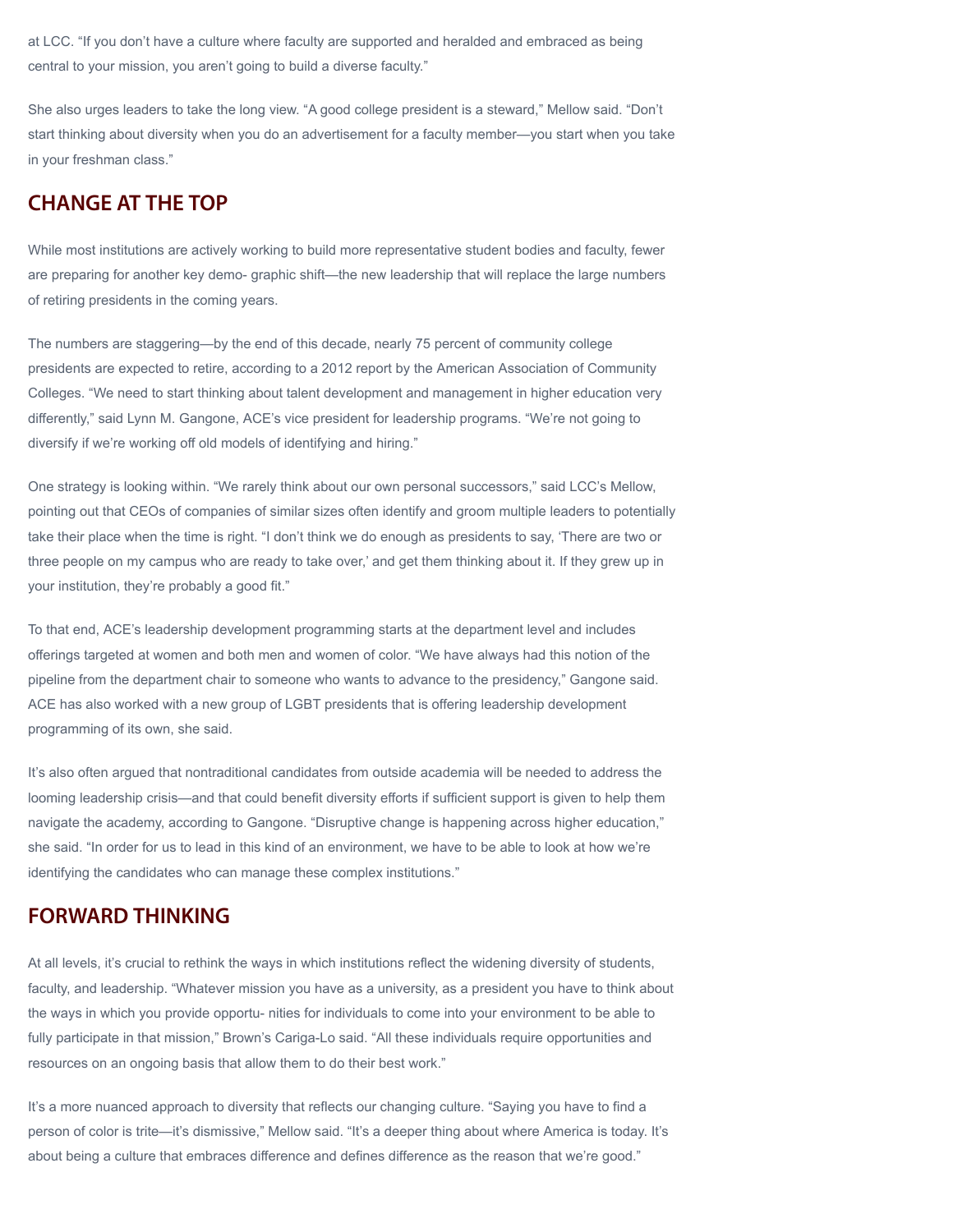at LCC. "If you don't have a culture where faculty are supported and heralded and embraced as being central to your mission, you aren't going to build a diverse faculty."

She also urges leaders to take the long view. "A good college president is a steward," Mellow said. "Don't start thinking about diversity when you do an advertisement for a faculty member—you start when you take in your freshman class."

## CHANGE AT THE TOP

While most institutions are actively working to build more representative student bodies and faculty, fewer are preparing for another key demo- graphic shift—the new leadership that will replace the large numbers of retiring presidents in the coming years.

The numbers are staggering—by the end of this decade, nearly 75 percent of community college presidents are expected to retire, according to a 2012 report by the American Association of Community Colleges. "We need to start thinking about talent development and management in higher education very differently," said Lynn M. Gangone, ACE's vice president for leadership programs. "We're not going to diversify if we're working off old models of identifying and hiring."

One strategy is looking within. "We rarely think about our own personal successors," said LCC's Mellow, pointing out that CEOs of companies of similar sizes often identify and groom multiple leaders to potentially take their place when the time is right. "I don't think we do enough as presidents to say, 'There are two or three people on my campus who are ready to take over,' and get them thinking about it. If they grew up in your institution, they're probably a good fit."

To that end, ACE's leadership development programming starts at the department level and includes offerings targeted at women and both men and women of color. "We have always had this notion of the pipeline from the department chair to someone who wants to advance to the presidency," Gangone said. ACE has also worked with a new group of LGBT presidents that is offering leadership development programming of its own, she said.

It's also often argued that nontraditional candidates from outside academia will be needed to address the looming leadership crisis—and that could benefit diversity efforts if sufficient support is given to help them navigate the academy, according to Gangone. "Disruptive change is happening across higher education," she said. "In order for us to lead in this kind of an environment, we have to be able to look at how we're identifying the candidates who can manage these complex institutions."

## FORWARD THINKING

At all levels, it's crucial to rethink the ways in which institutions reflect the widening diversity of students, faculty, and leadership. "Whatever mission you have as a university, as a president you have to think about the ways in which you provide opportu- nities for individuals to come into your environment to be able to fully participate in that mission," Brown's Cariga-Lo said. "All these individuals require opportunities and resources on an ongoing basis that allow them to do their best work."

It's a more nuanced approach to diversity that reflects our changing culture. "Saying you have to find a person of color is trite—it's dismissive," Mellow said. "It's a deeper thing about where America is today. It's about being a culture that embraces difference and defines difference as the reason that we're good."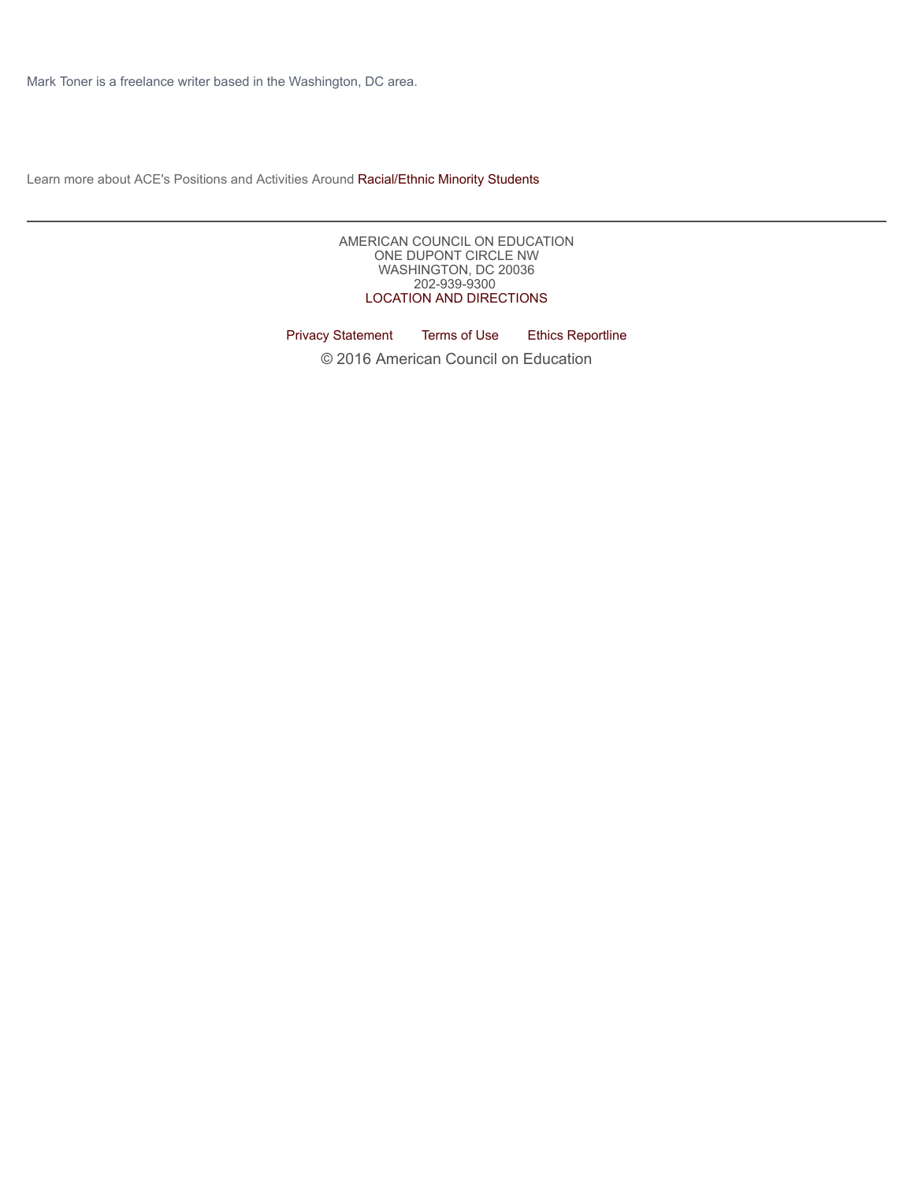Mark Toner is a freelance writer based in the Washington, DC area.

Learn more about ACE's Positions and Activities Around Racial/Ethnic Minority Students

---

AMERICAN COUNCIL ON EDUCATION
ONE DUPONT CIRCLE NW
WASHINGTON, DC 20036
202-939-9300
LOCATION AND DIRECTIONS

Privacy Statement    Terms of Use    Ethics Reportline

© 2016 American Council on Education